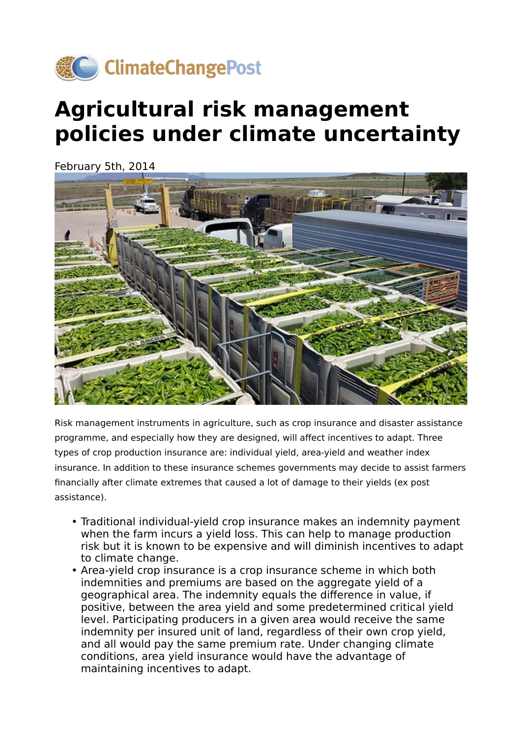ClimateChangePost

# Agricultural risk management policies under climate uncertainty

February 5th, 2014

Risk management instruments in agriculture, such as crop insurance and disaster assistance programme, and especially how they are designed, will affect incentives to adapt. Three types of crop production insurance are: individual yield, area-yield and weather index insurance. In addition to these insurance schemes governments may decide to assist farmers financially after climate extremes that caused a lot of damage to their yields (ex post assistance).

- Traditional individual-yield crop insurance makes an indemnity payment when the farm incurs a yield loss. This can help to manage production risk but it is known to be expensive and will diminish incentives to adapt to climate change.
- Area-yield crop insurance is a crop insurance scheme in which both indemnities and premiums are based on the aggregate yield of a geographical area. The indemnity equals the difference in value, if positive, between the area yield and some predetermined critical yield level. Participating producers in a given area would receive the same indemnity per insured unit of land, regardless of their own crop yield, and all would pay the same premium rate. Under changing climate conditions, area yield insurance would have the advantage of maintaining incentives to adapt.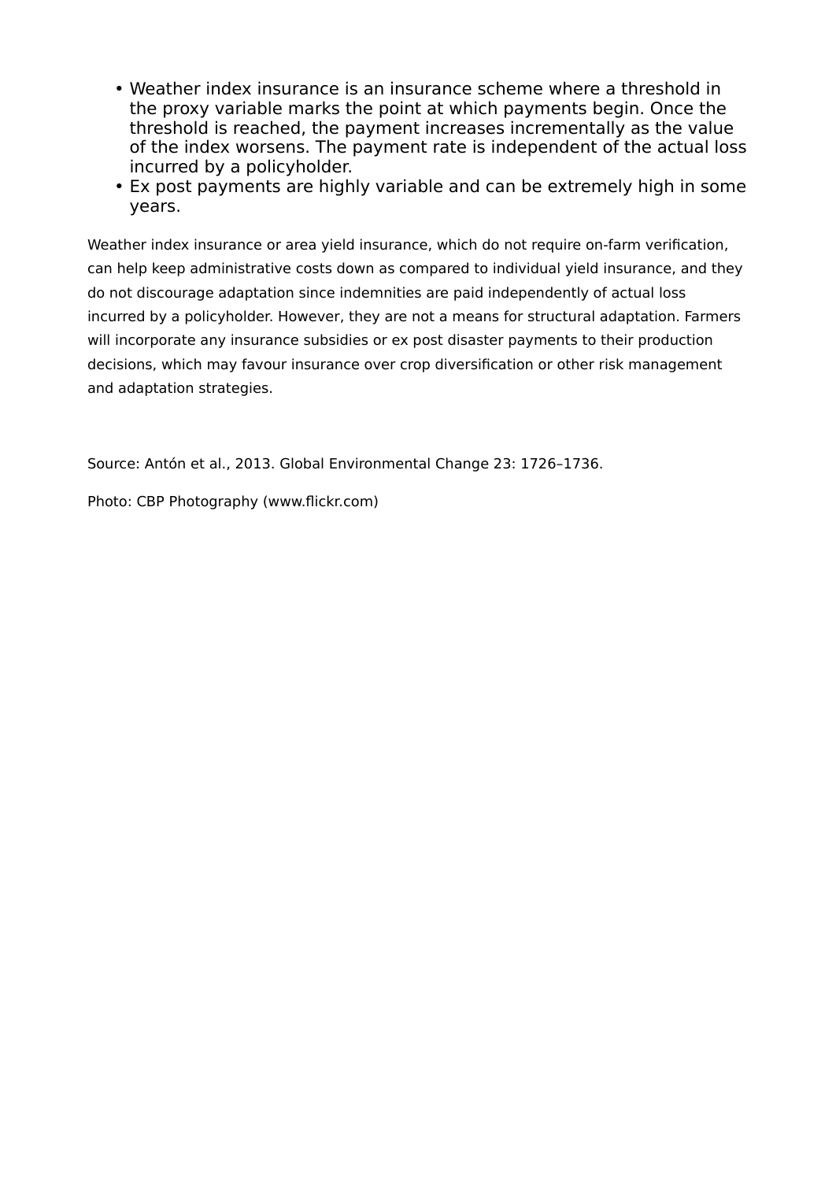- Weather index insurance is an insurance scheme where a threshold in the proxy variable marks the point at which payments begin. Once the threshold is reached, the payment increases incrementally as the value of the index worsens. The payment rate is independent of the actual loss incurred by a policyholder.
- Ex post payments are highly variable and can be extremely high in some years.

Weather index insurance or area yield insurance, which do not require on-farm verification, can help keep administrative costs down as compared to individual yield insurance, and they do not discourage adaptation since indemnities are paid independently of actual loss incurred by a policyholder. However, they are not a means for structural adaptation. Farmers will incorporate any insurance subsidies or ex post disaster payments to their production decisions, which may favour insurance over crop diversification or other risk management and adaptation strategies.

Source: Antón et al., 2013. Global Environmental Change 23: 1726–1736.

Photo: CBP Photography (www.flickr.com)